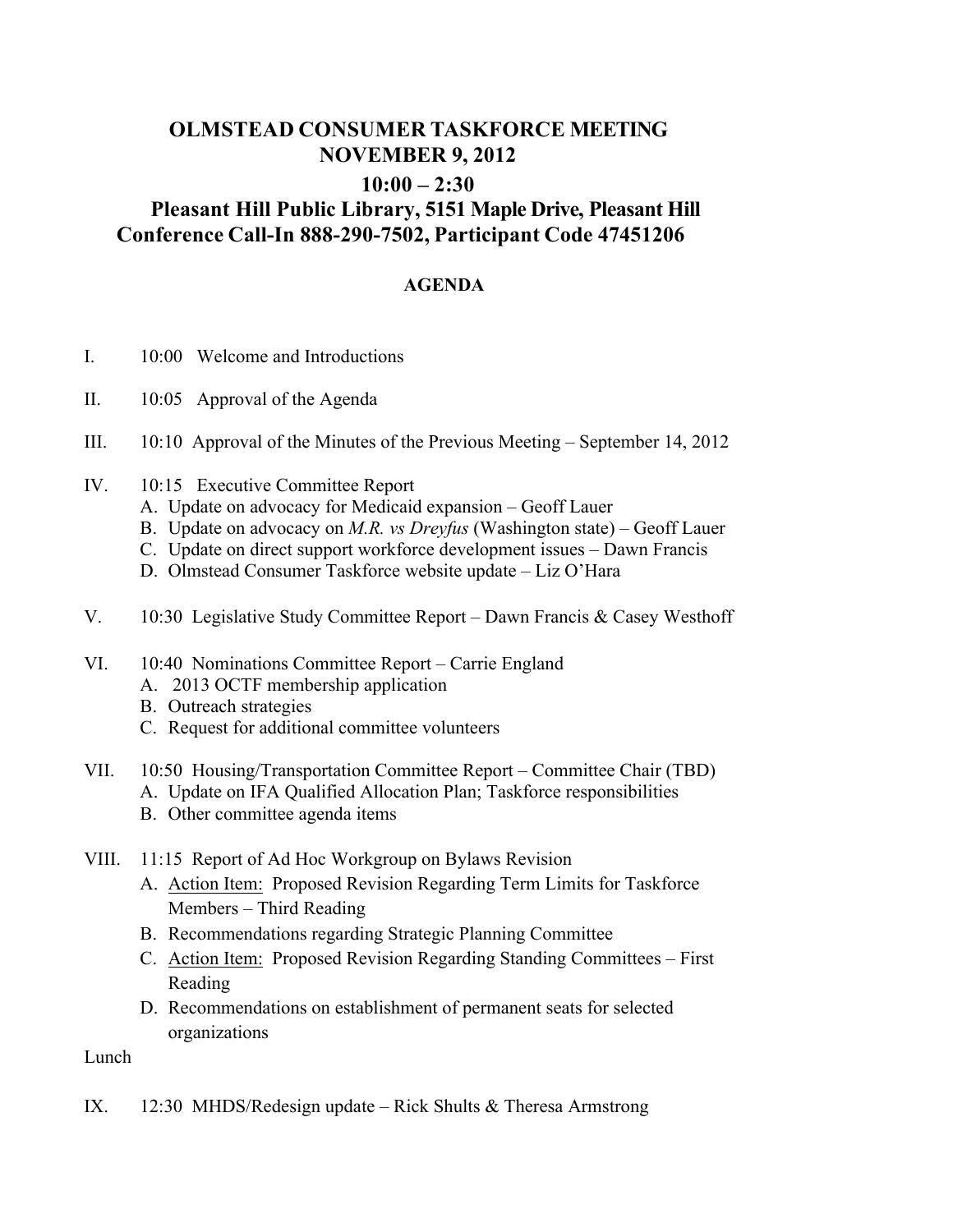# OLMSTEAD CONSUMER TASKFORCE MEETING
## NOVEMBER 9, 2012
## 10:00 – 2:30
## Pleasant Hill Public Library, 5151 Maple Drive, Pleasant Hill
## Conference Call-In 888-290-7502, Participant Code 47451206

**AGENDA**

I. 10:00 Welcome and Introductions

II. 10:05 Approval of the Agenda

III. 10:10 Approval of the Minutes of the Previous Meeting – September 14, 2012

IV. 10:15 Executive Committee Report
   - A. Update on advocacy for Medicaid expansion – Geoff Lauer
   - B. Update on advocacy on *M.R. vs Dreyfus* (Washington state) – Geoff Lauer
   - C. Update on direct support workforce development issues – Dawn Francis
   - D. Olmstead Consumer Taskforce website update – Liz O'Hara

V. 10:30 Legislative Study Committee Report – Dawn Francis & Casey Westhoff

VI. 10:40 Nominations Committee Report – Carrie England
   - A. 2013 OCTF membership application
   - B. Outreach strategies
   - C. Request for additional committee volunteers

VII. 10:50 Housing/Transportation Committee Report – Committee Chair (TBD)
   - A. Update on IFA Qualified Allocation Plan; Taskforce responsibilities
   - B. Other committee agenda items

VIII. 11:15 Report of Ad Hoc Workgroup on Bylaws Revision
   - A. Action Item: Proposed Revision Regarding Term Limits for Taskforce Members – Third Reading
   - B. Recommendations regarding Strategic Planning Committee
   - C. Action Item: Proposed Revision Regarding Standing Committees – First Reading
   - D. Recommendations on establishment of permanent seats for selected organizations

Lunch

IX. 12:30 MHDS/Redesign update – Rick Shults & Theresa Armstrong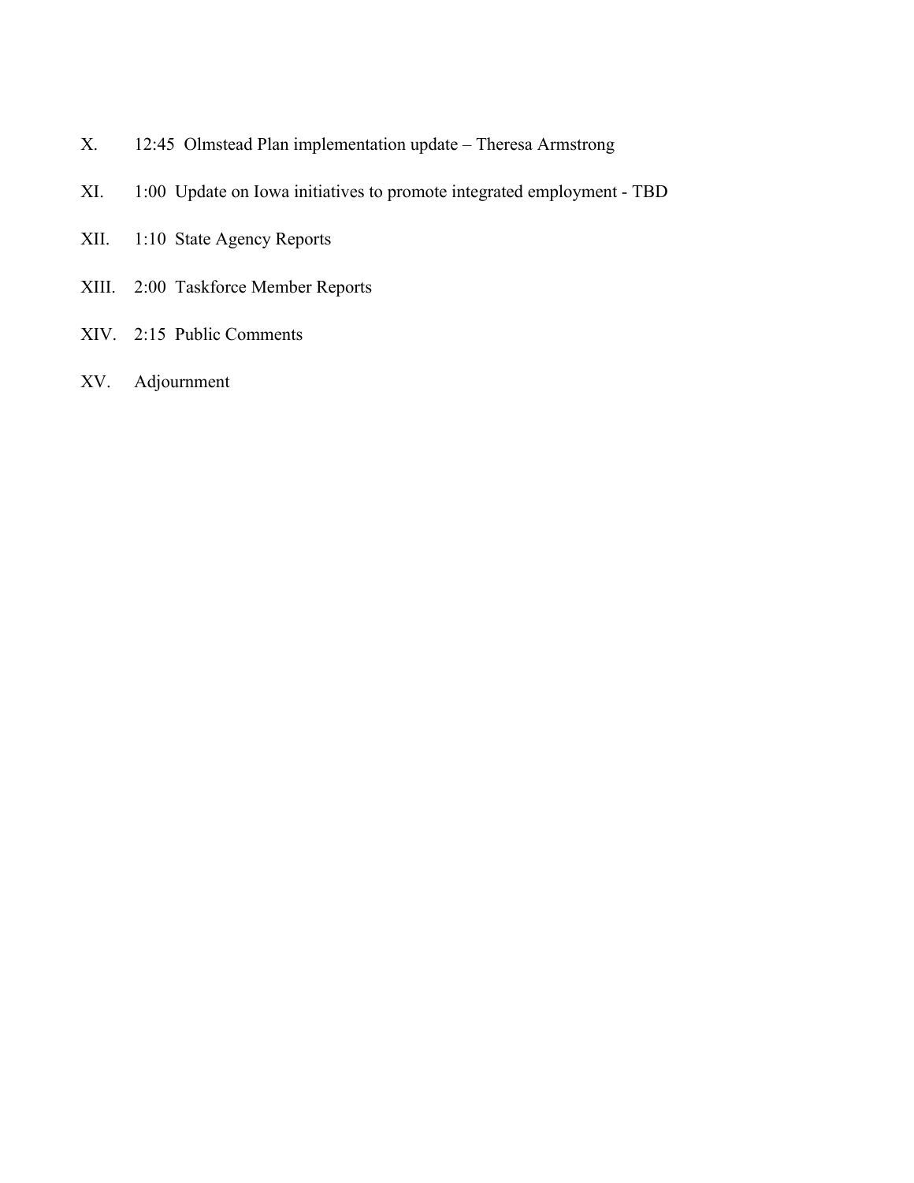X. 12:45 Olmstead Plan implementation update – Theresa Armstrong

XI. 1:00 Update on Iowa initiatives to promote integrated employment - TBD

XII. 1:10 State Agency Reports

XIII. 2:00 Taskforce Member Reports

XIV. 2:15 Public Comments

XV. Adjournment